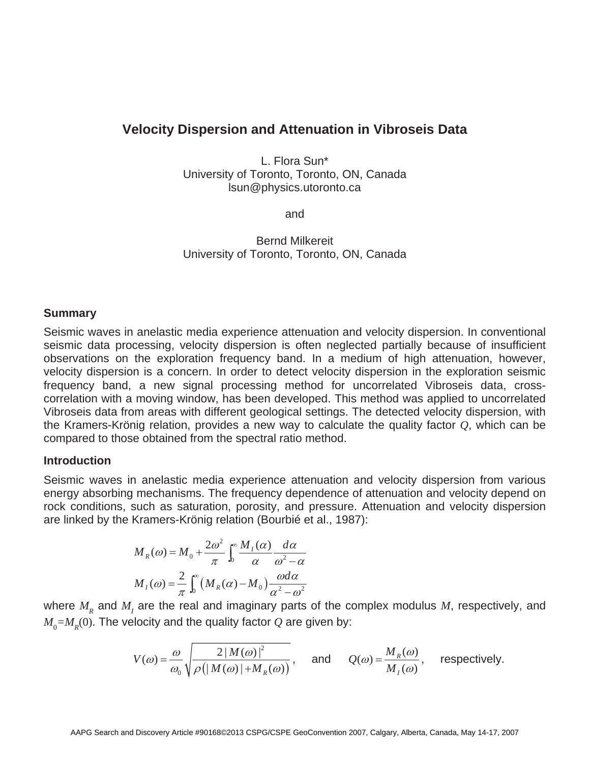# Velocity Dispersion and Attenuation in Vibroseis Data

L. Flora Sun*
University of Toronto, Toronto, ON, Canada
lsun@physics.utoronto.ca

and

Bernd Milkereit
University of Toronto, Toronto, ON, Canada

## Summary

Seismic waves in anelastic media experience attenuation and velocity dispersion. In conventional seismic data processing, velocity dispersion is often neglected partially because of insufficient observations on the exploration frequency band. In a medium of high attenuation, however, velocity dispersion is a concern. In order to detect velocity dispersion in the exploration seismic frequency band, a new signal processing method for uncorrelated Vibroseis data, cross-correlation with a moving window, has been developed. This method was applied to uncorrelated Vibroseis data from areas with different geological settings. The detected velocity dispersion, with the Kramers-Krönig relation, provides a new way to calculate the quality factor $Q$, which can be compared to those obtained from the spectral ratio method.

## Introduction

Seismic waves in anelastic media experience attenuation and velocity dispersion from various energy absorbing mechanisms. The frequency dependence of attenuation and velocity depend on rock conditions, such as saturation, porosity, and pressure. Attenuation and velocity dispersion are linked by the Kramers-Krönig relation (Bourbié et al., 1987):

$$M_R(\omega) = M_0 + \frac{2\omega^2}{\pi} \int_0^\infty \frac{M_I(\alpha)}{\alpha} \frac{d\alpha}{\omega^2 - \alpha}$$

$$M_I(\omega) = \frac{2}{\pi} \int_0^\infty \left( M_R(\alpha) - M_0 \right) \frac{\omega d\alpha}{\alpha^2 - \omega^2}$$

where $M_R$ and $M_I$ are the real and imaginary parts of the complex modulus $M$, respectively, and $M_0 = M_R(0)$. The velocity and the quality factor $Q$ are given by:

$$V(\omega) = \frac{\omega}{\omega_0} \sqrt{\frac{2\,|M(\omega)|^2}{\rho\left(|M(\omega)| + M_R(\omega)\right)}}, \quad \text{and} \quad Q(\omega) = \frac{M_R(\omega)}{M_I(\omega)}, \quad \text{respectively.}$$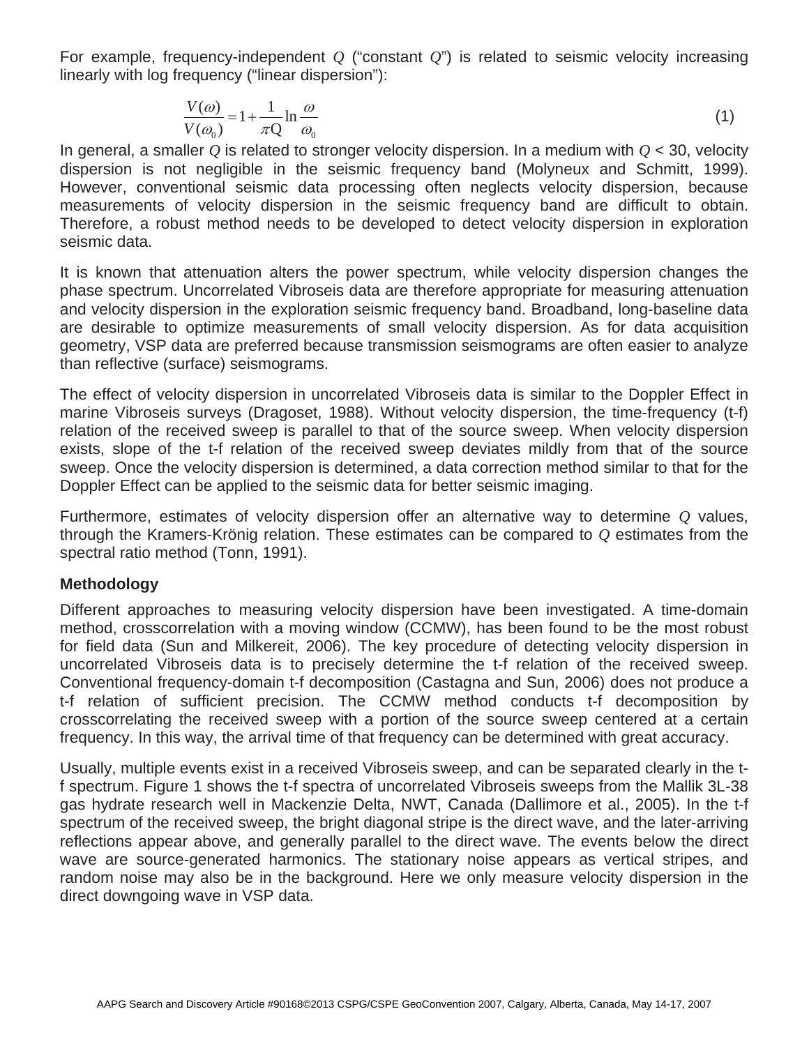For example, frequency-independent $Q$ ("constant $Q$") is related to seismic velocity increasing linearly with log frequency ("linear dispersion"):

$$\frac{V(\omega)}{V(\omega_0)} = 1 + \frac{1}{\pi Q} \ln \frac{\omega}{\omega_0} \tag{1}$$

In general, a smaller $Q$ is related to stronger velocity dispersion. In a medium with $Q < 30$, velocity dispersion is not negligible in the seismic frequency band (Molyneux and Schmitt, 1999). However, conventional seismic data processing often neglects velocity dispersion, because measurements of velocity dispersion in the seismic frequency band are difficult to obtain. Therefore, a robust method needs to be developed to detect velocity dispersion in exploration seismic data.

It is known that attenuation alters the power spectrum, while velocity dispersion changes the phase spectrum. Uncorrelated Vibroseis data are therefore appropriate for measuring attenuation and velocity dispersion in the exploration seismic frequency band. Broadband, long-baseline data are desirable to optimize measurements of small velocity dispersion. As for data acquisition geometry, VSP data are preferred because transmission seismograms are often easier to analyze than reflective (surface) seismograms.

The effect of velocity dispersion in uncorrelated Vibroseis data is similar to the Doppler Effect in marine Vibroseis surveys (Dragoset, 1988). Without velocity dispersion, the time-frequency (t-f) relation of the received sweep is parallel to that of the source sweep. When velocity dispersion exists, slope of the t-f relation of the received sweep deviates mildly from that of the source sweep. Once the velocity dispersion is determined, a data correction method similar to that for the Doppler Effect can be applied to the seismic data for better seismic imaging.

Furthermore, estimates of velocity dispersion offer an alternative way to determine $Q$ values, through the Kramers-Krönig relation. These estimates can be compared to $Q$ estimates from the spectral ratio method (Tonn, 1991).

## Methodology

Different approaches to measuring velocity dispersion have been investigated. A time-domain method, crosscorrelation with a moving window (CCMW), has been found to be the most robust for field data (Sun and Milkereit, 2006). The key procedure of detecting velocity dispersion in uncorrelated Vibroseis data is to precisely determine the t-f relation of the received sweep. Conventional frequency-domain t-f decomposition (Castagna and Sun, 2006) does not produce a t-f relation of sufficient precision. The CCMW method conducts t-f decomposition by crosscorrelating the received sweep with a portion of the source sweep centered at a certain frequency. In this way, the arrival time of that frequency can be determined with great accuracy.

Usually, multiple events exist in a received Vibroseis sweep, and can be separated clearly in the t-f spectrum. Figure 1 shows the t-f spectra of uncorrelated Vibroseis sweeps from the Mallik 3L-38 gas hydrate research well in Mackenzie Delta, NWT, Canada (Dallimore et al., 2005). In the t-f spectrum of the received sweep, the bright diagonal stripe is the direct wave, and the later-arriving reflections appear above, and generally parallel to the direct wave. The events below the direct wave are source-generated harmonics. The stationary noise appears as vertical stripes, and random noise may also be in the background. Here we only measure velocity dispersion in the direct downgoing wave in VSP data.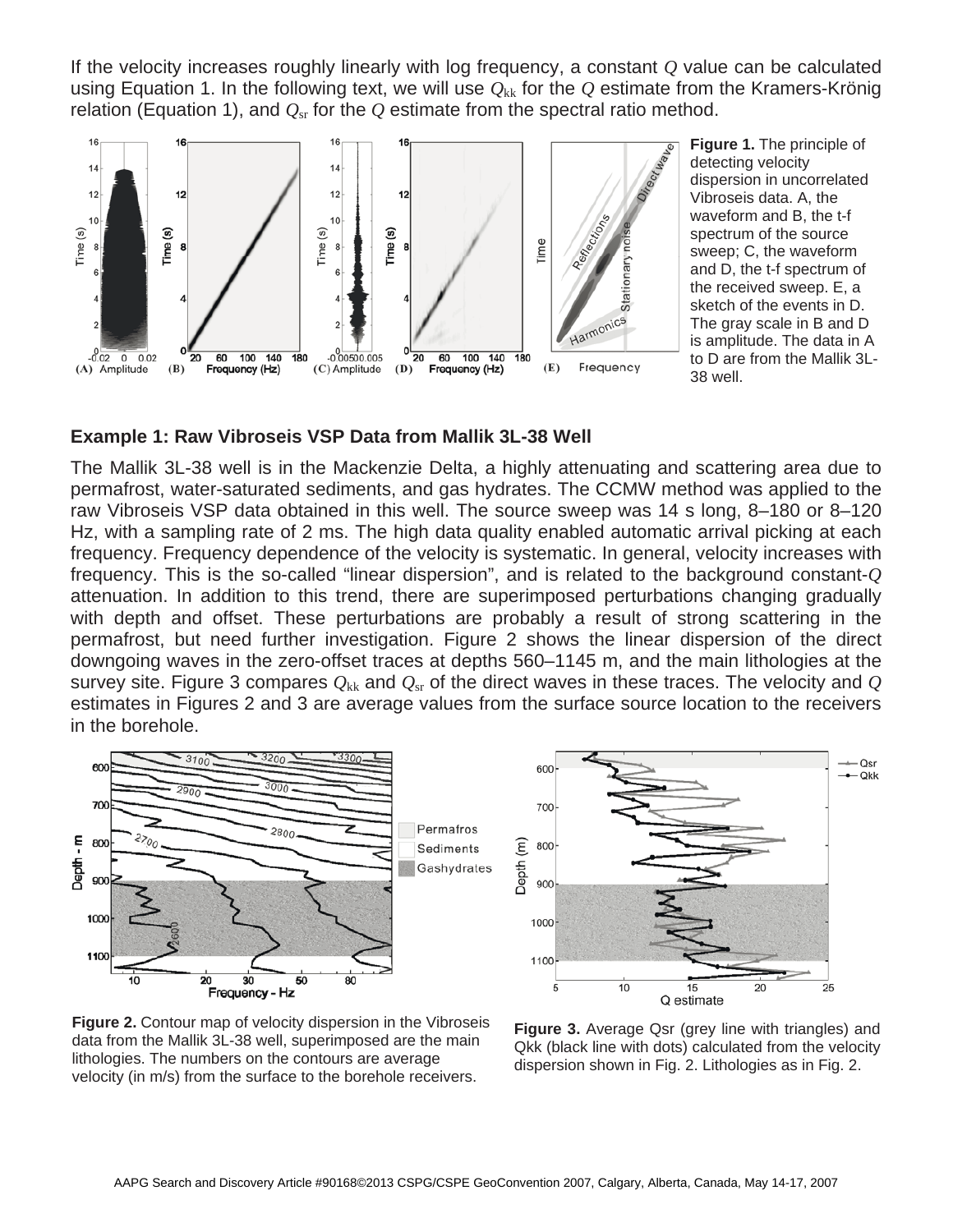If the velocity increases roughly linearly with log frequency, a constant $Q$ value can be calculated using Equation 1. In the following text, we will use $Q_{kk}$ for the $Q$ estimate from the Kramers-Krönig relation (Equation 1), and $Q_{sr}$ for the $Q$ estimate from the spectral ratio method.

**Figure 1.** The principle of detecting velocity dispersion in uncorrelated Vibroseis data. A, the waveform and B, the t-f spectrum of the source sweep; C, the waveform and D, the t-f spectrum of the received sweep. E, a sketch of the events in D. The gray scale in B and D is amplitude. The data in A to D are from the Mallik 3L-38 well.

## Example 1: Raw Vibroseis VSP Data from Mallik 3L-38 Well

The Mallik 3L-38 well is in the Mackenzie Delta, a highly attenuating and scattering area due to permafrost, water-saturated sediments, and gas hydrates. The CCMW method was applied to the raw Vibroseis VSP data obtained in this well. The source sweep was 14 s long, 8–180 or 8–120 Hz, with a sampling rate of 2 ms. The high data quality enabled automatic arrival picking at each frequency. Frequency dependence of the velocity is systematic. In general, velocity increases with frequency. This is the so-called "linear dispersion", and is related to the background constant-$Q$ attenuation. In addition to this trend, there are superimposed perturbations changing gradually with depth and offset. These perturbations are probably a result of strong scattering in the permafrost, but need further investigation. Figure 2 shows the linear dispersion of the direct downgoing waves in the zero-offset traces at depths 560–1145 m, and the main lithologies at the survey site. Figure 3 compares $Q_{kk}$ and $Q_{sr}$ of the direct waves in these traces. The velocity and $Q$ estimates in Figures 2 and 3 are average values from the surface source location to the receivers in the borehole.

**Figure 2.** Contour map of velocity dispersion in the Vibroseis data from the Mallik 3L-38 well, superimposed are the main lithologies. The numbers on the contours are average velocity (in m/s) from the surface to the borehole receivers.

**Figure 3.** Average Qsr (grey line with triangles) and Qkk (black line with dots) calculated from the velocity dispersion shown in Fig. 2. Lithologies as in Fig. 2.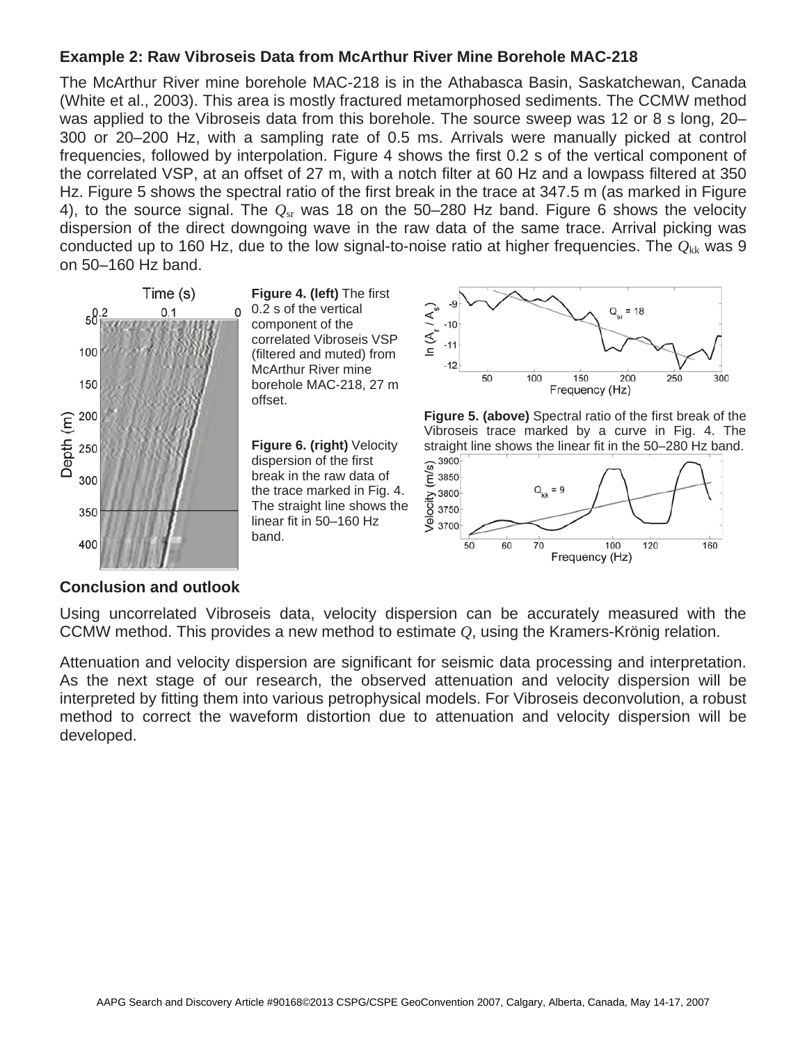**Example 2: Raw Vibroseis Data from McArthur River Mine Borehole MAC-218**

The McArthur River mine borehole MAC-218 is in the Athabasca Basin, Saskatchewan, Canada (White et al., 2003). This area is mostly fractured metamorphosed sediments. The CCMW method was applied to the Vibroseis data from this borehole. The source sweep was 12 or 8 s long, 20–300 or 20–200 Hz, with a sampling rate of 0.5 ms. Arrivals were manually picked at control frequencies, followed by interpolation. Figure 4 shows the first 0.2 s of the vertical component of the correlated VSP, at an offset of 27 m, with a notch filter at 60 Hz and a lowpass filtered at 350 Hz. Figure 5 shows the spectral ratio of the first break in the trace at 347.5 m (as marked in Figure 4), to the source signal. The $Q_{sr}$ was 18 on the 50–280 Hz band. Figure 6 shows the velocity dispersion of the direct downgoing wave in the raw data of the same trace. Arrival picking was conducted up to 160 Hz, due to the low signal-to-noise ratio at higher frequencies. The $Q_{kk}$ was 9 on 50–160 Hz band.

**Figure 4. (left)** The first 0.2 s of the vertical component of the correlated Vibroseis VSP (filtered and muted) from McArthur River mine borehole MAC-218, 27 m offset.

**Figure 5. (above)** Spectral ratio of the first break of the Vibroseis trace marked by a curve in Fig. 4. The straight line shows the linear fit in the 50–280 Hz band.

**Figure 6. (right)** Velocity dispersion of the first break in the raw data of the trace marked in Fig. 4. The straight line shows the linear fit in 50–160 Hz band.

**Conclusion and outlook**

Using uncorrelated Vibroseis data, velocity dispersion can be accurately measured with the CCMW method. This provides a new method to estimate $Q$, using the Kramers-Krönig relation.

Attenuation and velocity dispersion are significant for seismic data processing and interpretation. As the next stage of our research, the observed attenuation and velocity dispersion will be interpreted by fitting them into various petrophysical models. For Vibroseis deconvolution, a robust method to correct the waveform distortion due to attenuation and velocity dispersion will be developed.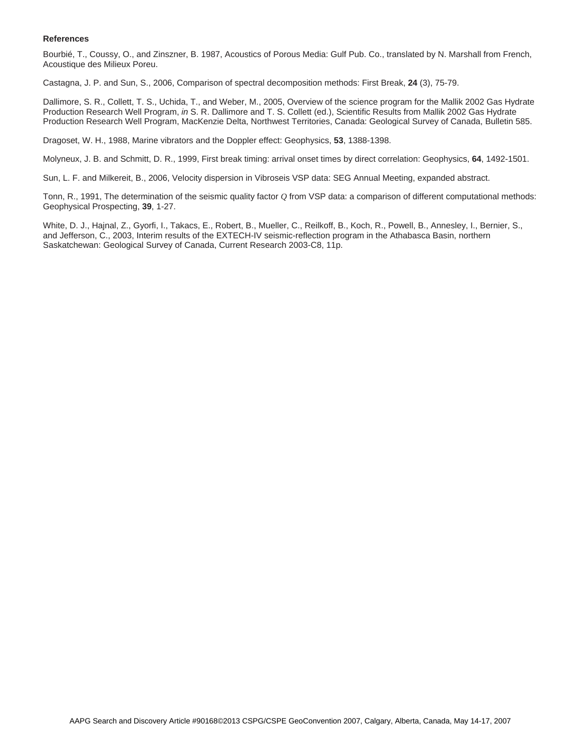**References**

Bourbié, T., Coussy, O., and Zinszner, B. 1987, Acoustics of Porous Media: Gulf Pub. Co., translated by N. Marshall from French, Acoustique des Milieux Poreu.

Castagna, J. P. and Sun, S., 2006, Comparison of spectral decomposition methods: First Break, **24** (3), 75-79.

Dallimore, S. R., Collett, T. S., Uchida, T., and Weber, M., 2005, Overview of the science program for the Mallik 2002 Gas Hydrate Production Research Well Program, *in* S. R. Dallimore and T. S. Collett (ed.), Scientific Results from Mallik 2002 Gas Hydrate Production Research Well Program, MacKenzie Delta, Northwest Territories, Canada: Geological Survey of Canada, Bulletin 585.

Dragoset, W. H., 1988, Marine vibrators and the Doppler effect: Geophysics, **53**, 1388-1398.

Molyneux, J. B. and Schmitt, D. R., 1999, First break timing: arrival onset times by direct correlation: Geophysics, **64**, 1492-1501.

Sun, L. F. and Milkereit, B., 2006, Velocity dispersion in Vibroseis VSP data: SEG Annual Meeting, expanded abstract.

Tonn, R., 1991, The determination of the seismic quality factor $Q$ from VSP data: a comparison of different computational methods: Geophysical Prospecting, **39**, 1-27.

White, D. J., Hajnal, Z., Gyorfi, I., Takacs, E., Robert, B., Mueller, C., Reilkoff, B., Koch, R., Powell, B., Annesley, I., Bernier, S., and Jefferson, C., 2003, Interim results of the EXTECH-IV seismic-reflection program in the Athabasca Basin, northern Saskatchewan: Geological Survey of Canada, Current Research 2003-C8, 11p.